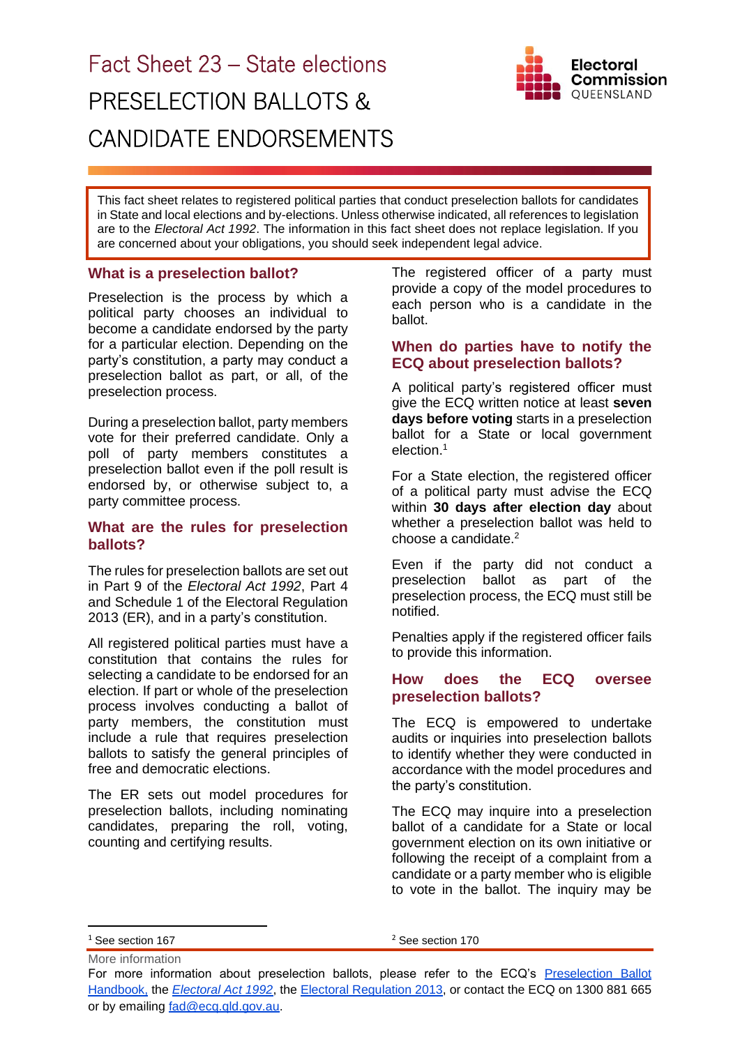# Fact Sheet 23 – State elections

# PRESELECTION BALLOTS & CANDIDATE ENDORSEMENTS

This fact sheet relates to registered political parties that conduct preselection ballots for candidates in State and local elections and by-elections. Unless otherwise indicated, all references to legislation are to the *Electoral Act 1992*. The information in this fact sheet does not replace legislation. If you are concerned about your obligations, you should seek independent legal advice.

## What is a preselection ballot?

Preselection is the process by which a political party chooses an individual to become a candidate endorsed by the party for a particular election. Depending on the party's constitution, a party may conduct a preselection ballot as part, or all, of the preselection process.

During a preselection ballot, party members vote for their preferred candidate. Only a poll of party members constitutes a preselection ballot even if the poll result is endorsed by, or otherwise subject to, a party committee process.

## What are the rules for preselection ballots?

The rules for preselection ballots are set out in Part 9 of the *Electoral Act 1992*, Part 4 and Schedule 1 of the Electoral Regulation 2013 (ER), and in a party's constitution.

All registered political parties must have a constitution that contains the rules for selecting a candidate to be endorsed for an election. If part or whole of the preselection process involves conducting a ballot of party members, the constitution must include a rule that requires preselection ballots to satisfy the general principles of free and democratic elections.

The ER sets out model procedures for preselection ballots, including nominating candidates, preparing the roll, voting, counting and certifying results.

The registered officer of a party must provide a copy of the model procedures to each person who is a candidate in the ballot.

## When do parties have to notify the ECQ about preselection ballots?

A political party's registered officer must give the ECQ written notice at least **seven days before voting** starts in a preselection ballot for a State or local government election.[1]

For a State election, the registered officer of a political party must advise the ECQ within **30 days after election day** about whether a preselection ballot was held to choose a candidate.[2]

Even if the party did not conduct a preselection ballot as part of the preselection process, the ECQ must still be notified.

Penalties apply if the registered officer fails to provide this information.

## How does the ECQ oversee preselection ballots?

The ECQ is empowered to undertake audits or inquiries into preselection ballots to identify whether they were conducted in accordance with the model procedures and the party's constitution.

The ECQ may inquire into a preselection ballot of a candidate for a State or local government election on its own initiative or following the receipt of a complaint from a candidate or a party member who is eligible to vote in the ballot. The inquiry may be

[1] See section 167

[2] See section 170

More information

For more information about preselection ballots, please refer to the ECQ's Preselection Ballot Handbook, the *Electoral Act 1992*, the Electoral Regulation 2013, or contact the ECQ on 1300 881 665 or by emailing fad@ecq.qld.gov.au.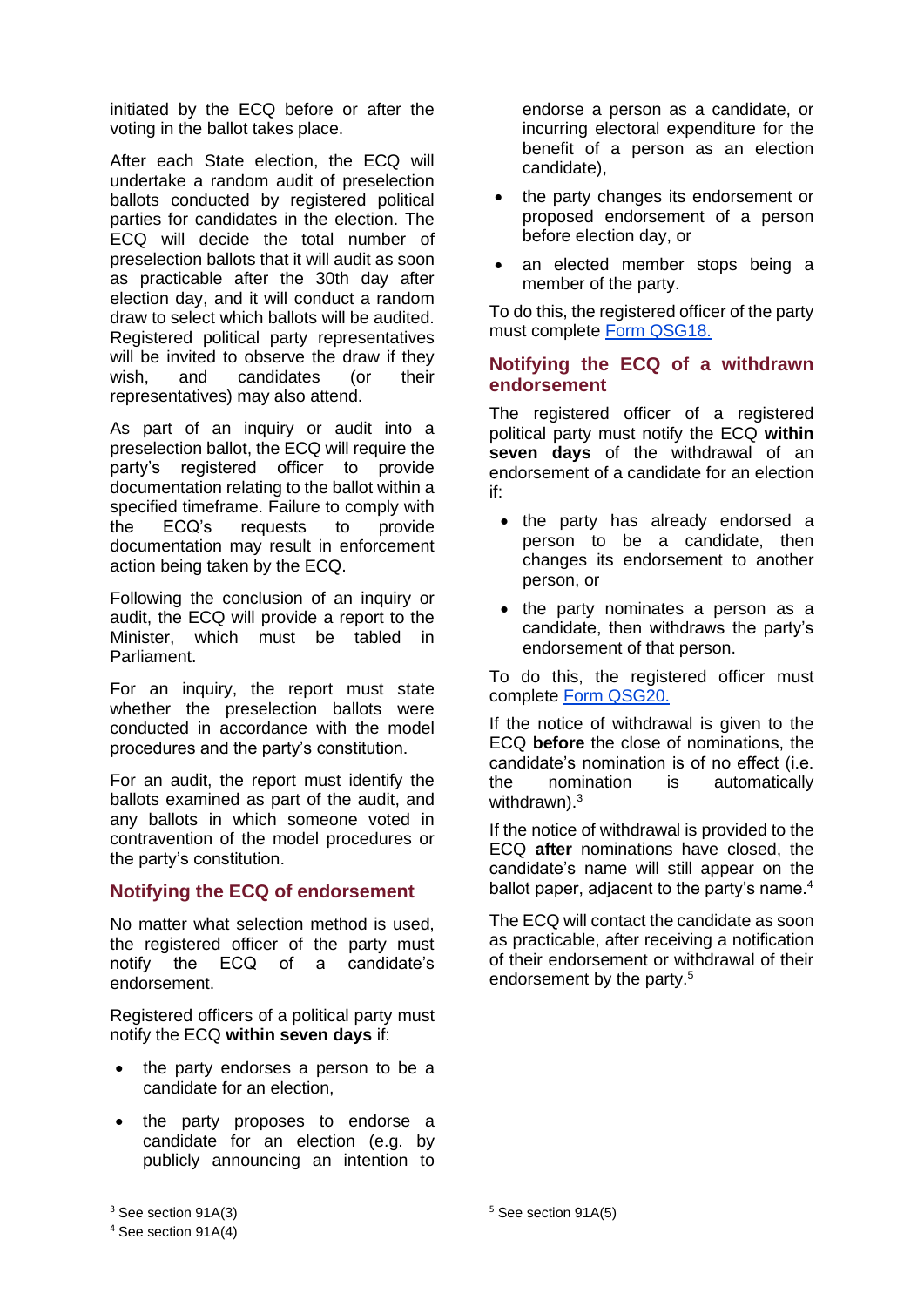initiated by the ECQ before or after the voting in the ballot takes place.

After each State election, the ECQ will undertake a random audit of preselection ballots conducted by registered political parties for candidates in the election. The ECQ will decide the total number of preselection ballots that it will audit as soon as practicable after the 30th day after election day, and it will conduct a random draw to select which ballots will be audited. Registered political party representatives will be invited to observe the draw if they wish, and candidates (or their representatives) may also attend.

As part of an inquiry or audit into a preselection ballot, the ECQ will require the party's registered officer to provide documentation relating to the ballot within a specified timeframe. Failure to comply with the ECQ's requests to provide documentation may result in enforcement action being taken by the ECQ.

Following the conclusion of an inquiry or audit, the ECQ will provide a report to the Minister, which must be tabled in Parliament.

For an inquiry, the report must state whether the preselection ballots were conducted in accordance with the model procedures and the party's constitution.

For an audit, the report must identify the ballots examined as part of the audit, and any ballots in which someone voted in contravention of the model procedures or the party's constitution.

## Notifying the ECQ of endorsement

No matter what selection method is used, the registered officer of the party must notify the ECQ of a candidate's endorsement.

Registered officers of a political party must notify the ECQ **within seven days** if:

- the party endorses a person to be a candidate for an election,
- the party proposes to endorse a candidate for an election (e.g. by publicly announcing an intention to endorse a person as a candidate, or incurring electoral expenditure for the benefit of a person as an election candidate),
- the party changes its endorsement or proposed endorsement of a person before election day, or
- an elected member stops being a member of the party.

To do this, the registered officer of the party must complete Form QSG18.

## Notifying the ECQ of a withdrawn endorsement

The registered officer of a registered political party must notify the ECQ **within seven days** of the withdrawal of an endorsement of a candidate for an election if:

- the party has already endorsed a person to be a candidate, then changes its endorsement to another person, or
- the party nominates a person as a candidate, then withdraws the party's endorsement of that person.

To do this, the registered officer must complete Form QSG20.

If the notice of withdrawal is given to the ECQ **before** the close of nominations, the candidate's nomination is of no effect (i.e. the nomination is automatically withdrawn).[3]

If the notice of withdrawal is provided to the ECQ **after** nominations have closed, the candidate's name will still appear on the ballot paper, adjacent to the party's name.[4]

The ECQ will contact the candidate as soon as practicable, after receiving a notification of their endorsement or withdrawal of their endorsement by the party.[5]

[3] See section 91A(3)

[4] See section 91A(4)

[5] See section 91A(5)